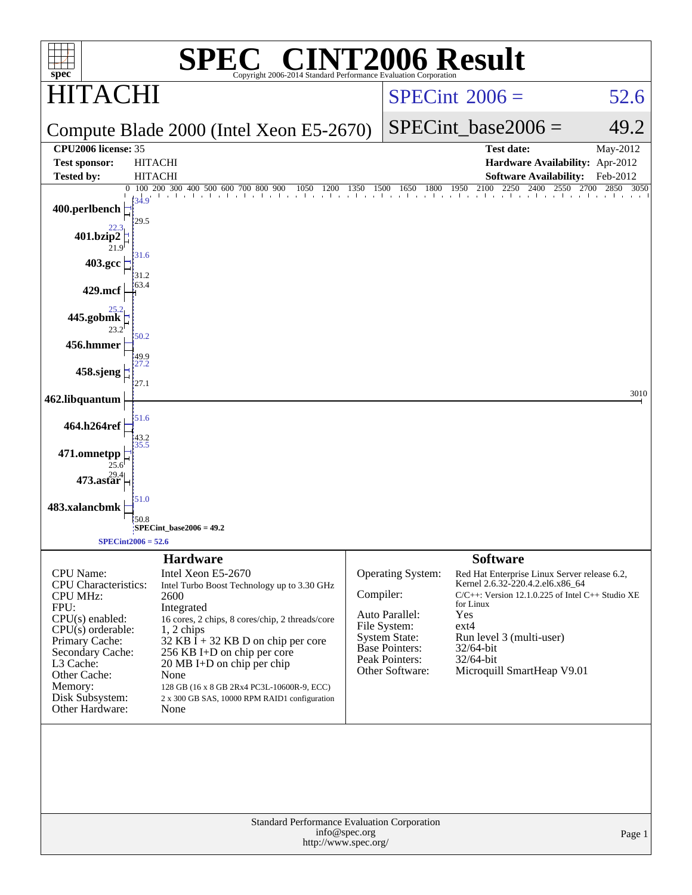# SPEC® CINT2006 Result

Copyright 2006-2014 Standard Performance Evaluation Corporation

## HITACHI

**Compute Blade 2000 (Intel Xeon E5-2670)**

SPECint2006 = 52.6

SPECint_base2006 = 49.2

| | | | |
|---|---|---|---|
| **CPU2006 license:** 35 | | **Test date:** | May-2012 |
| **Test sponsor:** | HITACHI | **Hardware Availability:** | Apr-2012 |
| **Tested by:** | HITACHI | **Software Availability:** | Feb-2012 |

| Benchmark | Peak | Base |
|---|---|---|
| 400.perlbench | 34.9 | 29.5 |
| 401.bzip2 | 22.3 | 21.9 |
| 403.gcc | 31.6 | 31.2 |
| 429.mcf | 63.4 | |
| 445.gobmk | 25.2 | 23.2 |
| 456.hmmer | 50.2 | 49.9 |
| 458.sjeng | 27.2 | 27.1 |
| 462.libquantum | 3010 | |
| 464.h264ref | 51.6 | 43.2 |
| 471.omnetpp | 35.5 | 25.6 |
| 473.astar | 29.4 | |
| 483.xalancbmk | 51.0 | 50.8 |

SPECint_base2006 = 49.2

SPECint2006 = 52.6

### Hardware

| | |
|---|---|
| CPU Name: | Intel Xeon E5-2670 |
| CPU Characteristics: | Intel Turbo Boost Technology up to 3.30 GHz |
| CPU MHz: | 2600 |
| FPU: | Integrated |
| CPU(s) enabled: | 16 cores, 2 chips, 8 cores/chip, 2 threads/core |
| CPU(s) orderable: | 1, 2 chips |
| Primary Cache: | 32 KB I + 32 KB D on chip per core |
| Secondary Cache: | 256 KB I+D on chip per core |
| L3 Cache: | 20 MB I+D on chip per chip |
| Other Cache: | None |
| Memory: | 128 GB (16 x 8 GB 2Rx4 PC3L-10600R-9, ECC) |
| Disk Subsystem: | 2 x 300 GB SAS, 10000 RPM RAID1 configuration |
| Other Hardware: | None |

### Software

| | |
|---|---|
| Operating System: | Red Hat Enterprise Linux Server release 6.2, Kernel 2.6.32-220.4.2.el6.x86_64 |
| Compiler: | C/C++: Version 12.1.0.225 of Intel C++ Studio XE for Linux |
| Auto Parallel: | Yes |
| File System: | ext4 |
| System State: | Run level 3 (multi-user) |
| Base Pointers: | 32/64-bit |
| Peak Pointers: | 32/64-bit |
| Other Software: | Microquill SmartHeap V9.01 |

Standard Performance Evaluation Corporation
info@spec.org
http://www.spec.org/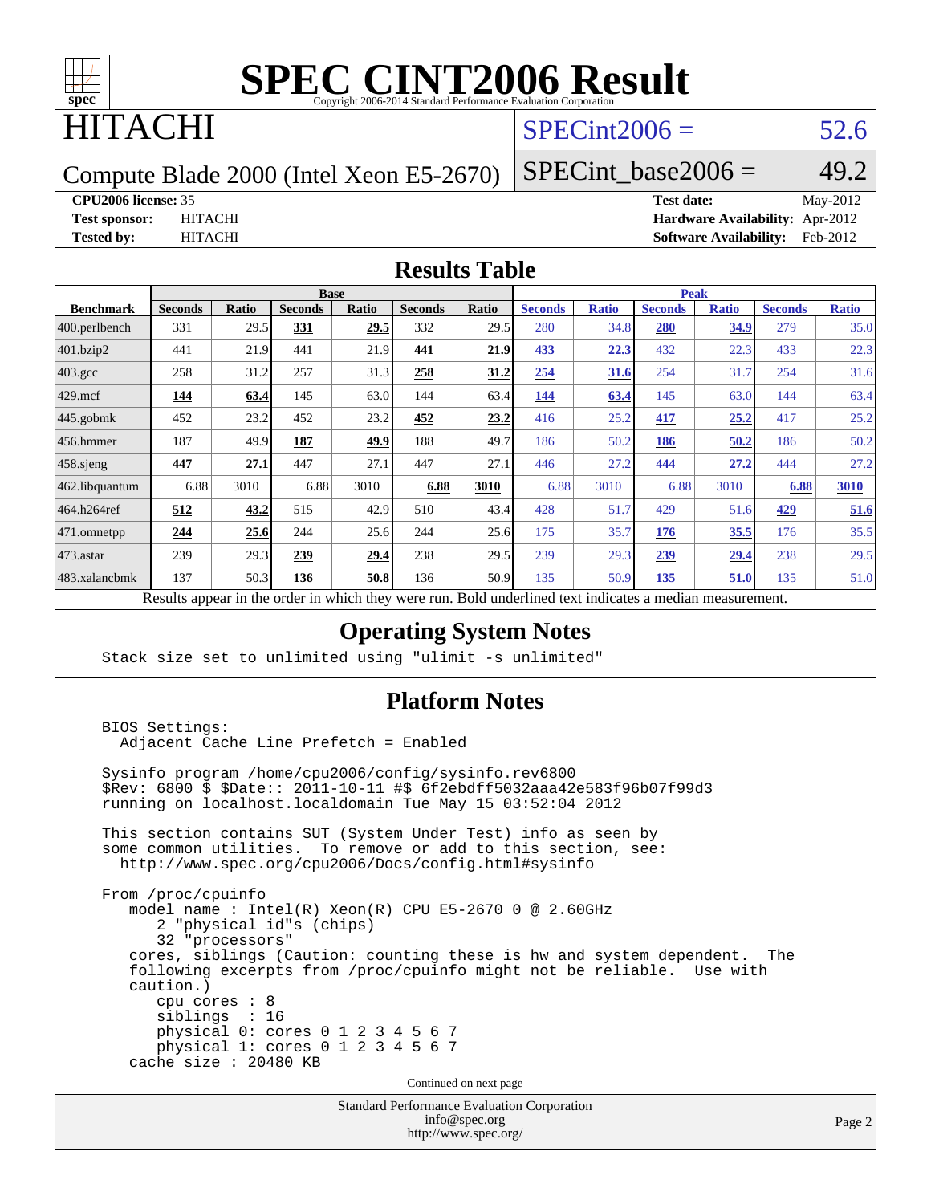# SPEC CINT2006 Result

Copyright 2006-2014 Standard Performance Evaluation Corporation

## HITACHI

Compute Blade 2000 (Intel Xeon E5-2670)

SPECint2006 = 52.6

SPECint_base2006 = 49.2

**CPU2006 license:** 35

**Test sponsor:** HITACHI

**Tested by:** HITACHI

**Test date:** May-2012

**Hardware Availability:** Apr-2012

**Software Availability:** Feb-2012

## Results Table

| Benchmark | Base | | | | | | Peak | | | | | |
|---|---|---|---|---|---|---|---|---|---|---|---|---|
| | Seconds | Ratio | Seconds | Ratio | Seconds | Ratio | Seconds | Ratio | Seconds | Ratio | Seconds | Ratio |
| 400.perlbench | 331 | 29.5 | **331** | **29.5** | 332 | 29.5 | 280 | 34.8 | **280** | **34.9** | 279 | 35.0 |
| 401.bzip2 | 441 | 21.9 | 441 | 21.9 | **441** | **21.9** | **433** | **22.3** | 432 | 22.3 | 433 | 22.3 |
| 403.gcc | 258 | 31.2 | 257 | 31.3 | **258** | **31.2** | **254** | **31.6** | 254 | 31.7 | 254 | 31.6 |
| 429.mcf | **144** | **63.4** | 145 | 63.0 | 144 | 63.4 | **144** | **63.4** | 145 | 63.0 | 144 | 63.4 |
| 445.gobmk | 452 | 23.2 | 452 | 23.2 | **452** | **23.2** | 416 | 25.2 | **417** | **25.2** | 417 | 25.2 |
| 456.hmmer | 187 | 49.9 | **187** | **49.9** | 188 | 49.7 | 186 | 50.2 | **186** | **50.2** | 186 | 50.2 |
| 458.sjeng | **447** | **27.1** | 447 | 27.1 | 447 | 27.1 | 446 | 27.2 | **444** | **27.2** | 444 | 27.2 |
| 462.libquantum | 6.88 | 3010 | 6.88 | 3010 | **6.88** | **3010** | 6.88 | 3010 | 6.88 | 3010 | **6.88** | **3010** |
| 464.h264ref | **512** | **43.2** | 515 | 42.9 | 510 | 43.4 | 428 | 51.7 | 429 | 51.6 | **429** | **51.6** |
| 471.omnetpp | **244** | **25.6** | 244 | 25.6 | 244 | 25.6 | 175 | 35.7 | **176** | **35.5** | 176 | 35.5 |
| 473.astar | 239 | 29.3 | **239** | **29.4** | 238 | 29.5 | 239 | 29.3 | **239** | **29.4** | 238 | 29.5 |
| 483.xalancbmk | 137 | 50.3 | **136** | **50.8** | 136 | 50.9 | 135 | 50.9 | **135** | **51.0** | 135 | 51.0 |

Results appear in the order in which they were run. Bold underlined text indicates a median measurement.

## Operating System Notes

```
Stack size set to unlimited using "ulimit -s unlimited"
```

## Platform Notes

```
BIOS Settings:
  Adjacent Cache Line Prefetch = Enabled

Sysinfo program /home/cpu2006/config/sysinfo.rev6800
$Rev: 6800 $ $Date:: 2011-10-11 #$ 6f2ebdff5032aaa42e583f96b07f99d3
running on localhost.localdomain Tue May 15 03:52:04 2012

This section contains SUT (System Under Test) info as seen by
some common utilities.  To remove or add to this section, see:
  http://www.spec.org/cpu2006/Docs/config.html#sysinfo

From /proc/cpuinfo
   model name : Intel(R) Xeon(R) CPU E5-2670 0 @ 2.60GHz
      2 "physical id"s (chips)
      32 "processors"
   cores, siblings (Caution: counting these is hw and system dependent.  The
   following excerpts from /proc/cpuinfo might not be reliable.  Use with
   caution.)
      cpu cores : 8
      siblings  : 16
      physical 0: cores 0 1 2 3 4 5 6 7
      physical 1: cores 0 1 2 3 4 5 6 7
   cache size : 20480 KB
```

Continued on next page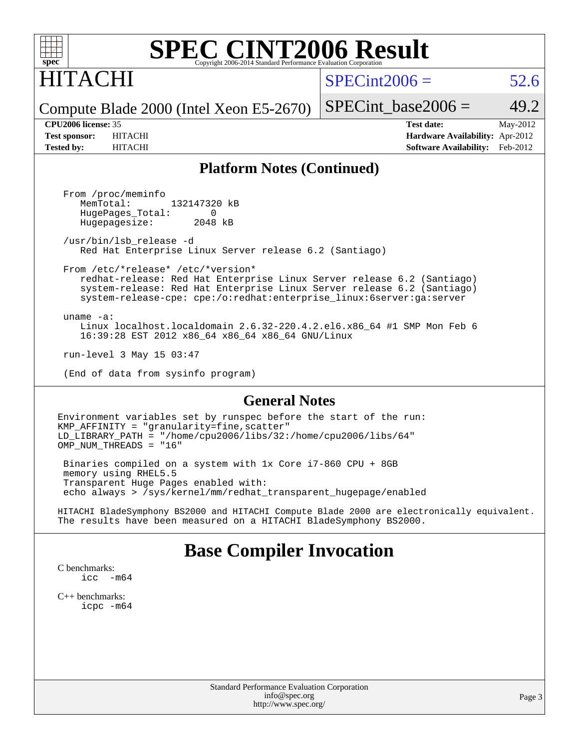# SPEC CINT2006 Result

## HITACHI

Compute Blade 2000 (Intel Xeon E5-2670)

SPECint2006 = 52.6

SPECint_base2006 = 49.2

**CPU2006 license:** 35
**Test sponsor:** HITACHI
**Tested by:** HITACHI

**Test date:** May-2012
**Hardware Availability:** Apr-2012
**Software Availability:** Feb-2012

## Platform Notes (Continued)

```
From /proc/meminfo
   MemTotal:       132147320 kB
   HugePages_Total:       0
   Hugepagesize:       2048 kB

/usr/bin/lsb_release -d
   Red Hat Enterprise Linux Server release 6.2 (Santiago)

From /etc/*release* /etc/*version*
   redhat-release: Red Hat Enterprise Linux Server release 6.2 (Santiago)
   system-release: Red Hat Enterprise Linux Server release 6.2 (Santiago)
   system-release-cpe: cpe:/o:redhat:enterprise_linux:6server:ga:server

uname -a:
   Linux localhost.localdomain 2.6.32-220.4.2.el6.x86_64 #1 SMP Mon Feb 6
   16:39:28 EST 2012 x86_64 x86_64 x86_64 GNU/Linux

run-level 3 May 15 03:47

(End of data from sysinfo program)
```

## General Notes

```
Environment variables set by runspec before the start of the run:
KMP_AFFINITY = "granularity=fine,scatter"
LD_LIBRARY_PATH = "/home/cpu2006/libs/32:/home/cpu2006/libs/64"
OMP_NUM_THREADS = "16"

 Binaries compiled on a system with 1x Core i7-860 CPU + 8GB
 memory using RHEL5.5
 Transparent Huge Pages enabled with:
 echo always > /sys/kernel/mm/redhat_transparent_hugepage/enabled

HITACHI BladeSymphony BS2000 and HITACHI Compute Blade 2000 are electronically equivalent.
The results have been measured on a HITACHI BladeSymphony BS2000.
```

# Base Compiler Invocation

C benchmarks:
```
icc  -m64
```

C++ benchmarks:
```
icpc -m64
```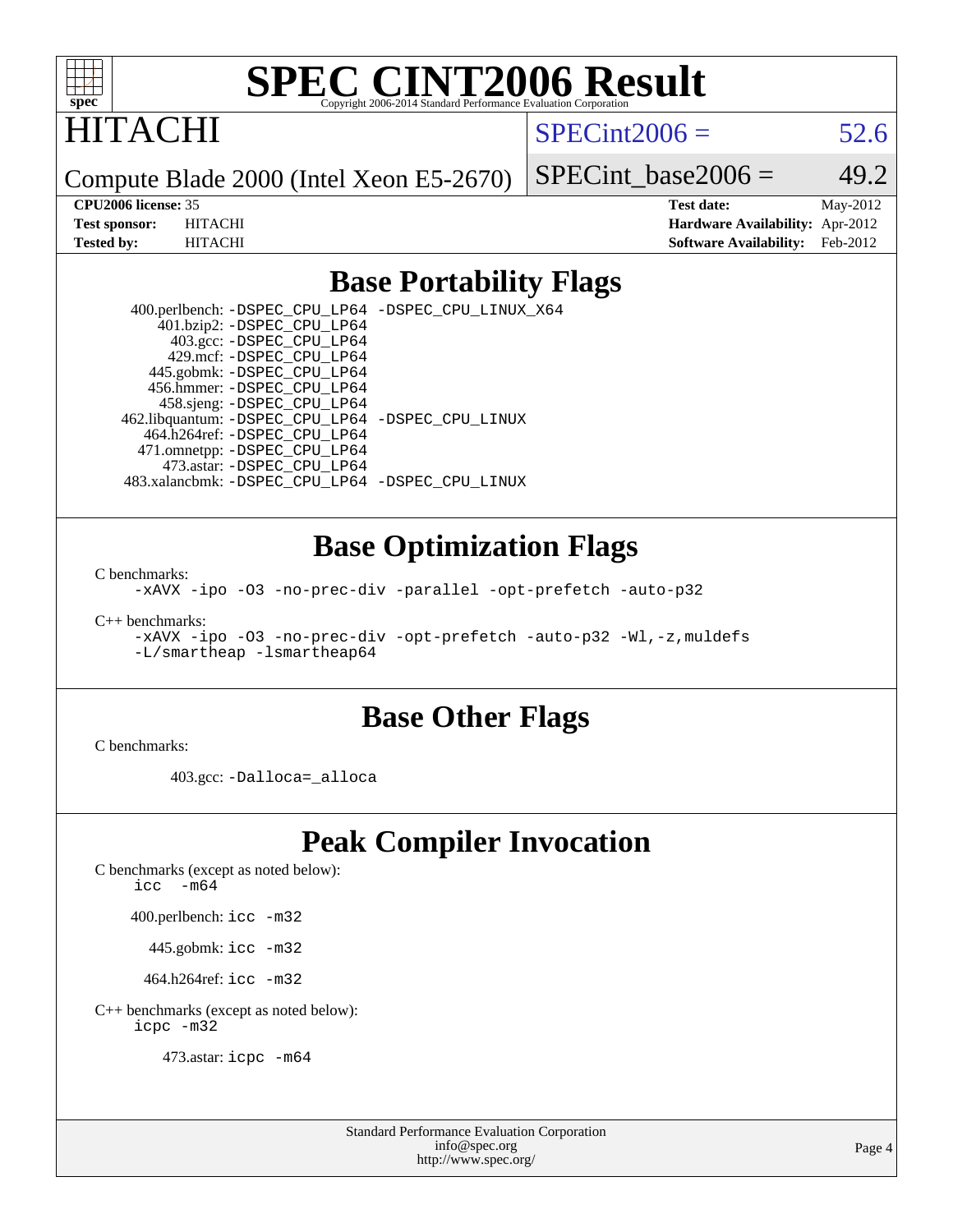# SPEC CINT2006 Result

Copyright 2006-2014 Standard Performance Evaluation Corporation

## HITACHI

Compute Blade 2000 (Intel Xeon E5-2670)

SPECint2006 = 52.6

SPECint_base2006 = 49.2

**CPU2006 license:** 35
**Test sponsor:** HITACHI
**Tested by:** HITACHI

**Test date:** May-2012
**Hardware Availability:** Apr-2012
**Software Availability:** Feb-2012

## Base Portability Flags

400.perlbench: -DSPEC_CPU_LP64 -DSPEC_CPU_LINUX_X64
401.bzip2: -DSPEC_CPU_LP64
403.gcc: -DSPEC_CPU_LP64
429.mcf: -DSPEC_CPU_LP64
445.gobmk: -DSPEC_CPU_LP64
456.hmmer: -DSPEC_CPU_LP64
458.sjeng: -DSPEC_CPU_LP64
462.libquantum: -DSPEC_CPU_LP64 -DSPEC_CPU_LINUX
464.h264ref: -DSPEC_CPU_LP64
471.omnetpp: -DSPEC_CPU_LP64
473.astar: -DSPEC_CPU_LP64
483.xalancbmk: -DSPEC_CPU_LP64 -DSPEC_CPU_LINUX

## Base Optimization Flags

C benchmarks:
-xAVX -ipo -O3 -no-prec-div -parallel -opt-prefetch -auto-p32

C++ benchmarks:
-xAVX -ipo -O3 -no-prec-div -opt-prefetch -auto-p32 -Wl,-z,muldefs
-L/smartheap -lsmartheap64

## Base Other Flags

C benchmarks:

403.gcc: -Dalloca=_alloca

## Peak Compiler Invocation

C benchmarks (except as noted below):
icc -m64

400.perlbench: icc -m32

445.gobmk: icc -m32

464.h264ref: icc -m32

C++ benchmarks (except as noted below):
icpc -m32

473.astar: icpc -m64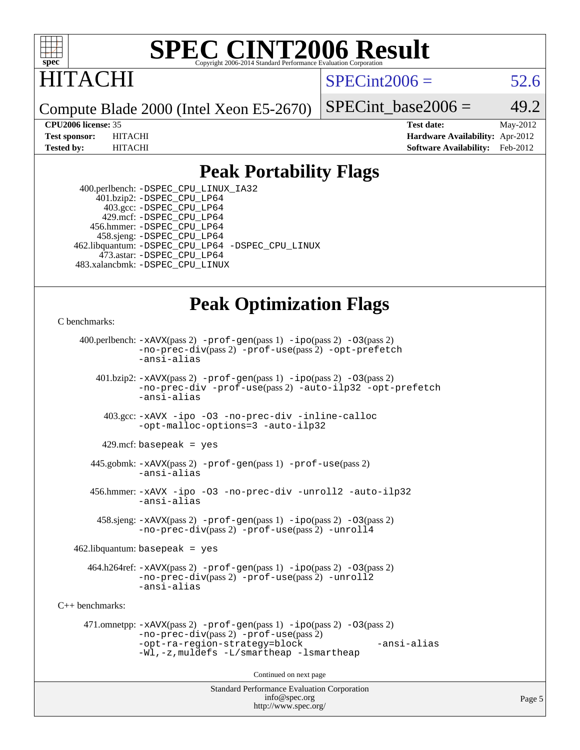# SPEC CINT2006 Result

Copyright 2006-2014 Standard Performance Evaluation Corporation

HITACHI

Compute Blade 2000 (Intel Xeon E5-2670)

SPECint2006 = 52.6

SPECint_base2006 = 49.2

**CPU2006 license:** 35
**Test sponsor:** HITACHI
**Tested by:** HITACHI

**Test date:** May-2012
**Hardware Availability:** Apr-2012
**Software Availability:** Feb-2012

## Peak Portability Flags

400.perlbench: -DSPEC_CPU_LINUX_IA32
401.bzip2: -DSPEC_CPU_LP64
403.gcc: -DSPEC_CPU_LP64
429.mcf: -DSPEC_CPU_LP64
456.hmmer: -DSPEC_CPU_LP64
458.sjeng: -DSPEC_CPU_LP64
462.libquantum: -DSPEC_CPU_LP64 -DSPEC_CPU_LINUX
473.astar: -DSPEC_CPU_LP64
483.xalancbmk: -DSPEC_CPU_LINUX

## Peak Optimization Flags

C benchmarks:

400.perlbench: -xAVX(pass 2) -prof-gen(pass 1) -ipo(pass 2) -O3(pass 2) -no-prec-div(pass 2) -prof-use(pass 2) -opt-prefetch -ansi-alias

401.bzip2: -xAVX(pass 2) -prof-gen(pass 1) -ipo(pass 2) -O3(pass 2) -no-prec-div -prof-use(pass 2) -auto-ilp32 -opt-prefetch -ansi-alias

403.gcc: -xAVX -ipo -O3 -no-prec-div -inline-calloc -opt-malloc-options=3 -auto-ilp32

429.mcf: basepeak = yes

445.gobmk: -xAVX(pass 2) -prof-gen(pass 1) -prof-use(pass 2) -ansi-alias

456.hmmer: -xAVX -ipo -O3 -no-prec-div -unroll2 -auto-ilp32 -ansi-alias

458.sjeng: -xAVX(pass 2) -prof-gen(pass 1) -ipo(pass 2) -O3(pass 2) -no-prec-div(pass 2) -prof-use(pass 2) -unroll4

462.libquantum: basepeak = yes

464.h264ref: -xAVX(pass 2) -prof-gen(pass 1) -ipo(pass 2) -O3(pass 2) -no-prec-div(pass 2) -prof-use(pass 2) -unroll2 -ansi-alias

C++ benchmarks:

471.omnetpp: -xAVX(pass 2) -prof-gen(pass 1) -ipo(pass 2) -O3(pass 2) -no-prec-div(pass 2) -prof-use(pass 2) -opt-ra-region-strategy=block -ansi-alias -Wl,-z,muldefs -L/smartheap -lsmartheap

Continued on next page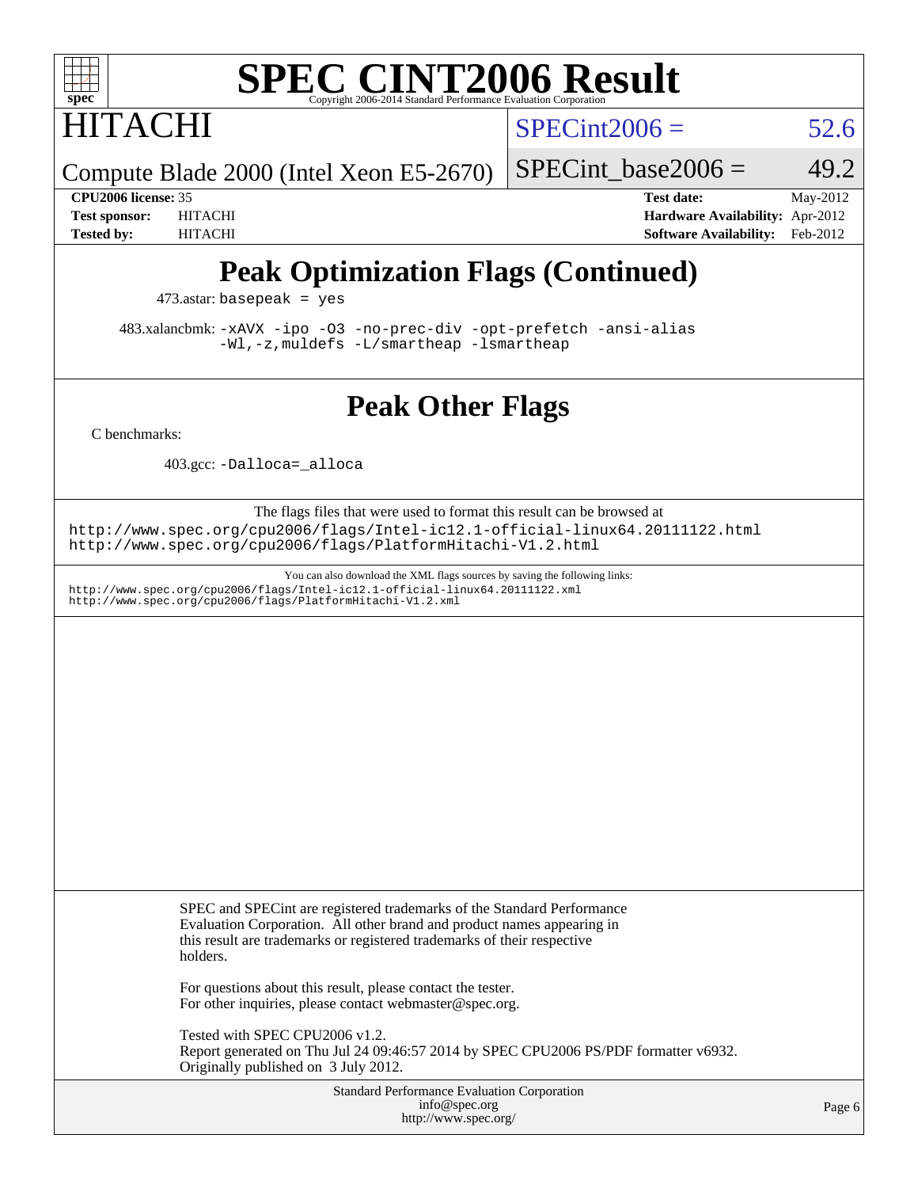# Peak Optimization Flags (Continued)

473.astar: basepeak = yes

483.xalancbmk: -xAVX -ipo -O3 -no-prec-div -opt-prefetch -ansi-alias -Wl,-z,muldefs -L/smartheap -lsmartheap

# Peak Other Flags

C benchmarks:

403.gcc: -Dalloca=_alloca

The flags files that were used to format this result can be browsed at
http://www.spec.org/cpu2006/flags/Intel-ic12.1-official-linux64.20111122.html
http://www.spec.org/cpu2006/flags/PlatformHitachi-V1.2.html

You can also download the XML flags sources by saving the following links:
http://www.spec.org/cpu2006/flags/Intel-ic12.1-official-linux64.20111122.xml
http://www.spec.org/cpu2006/flags/PlatformHitachi-V1.2.xml

SPEC and SPECint are registered trademarks of the Standard Performance Evaluation Corporation. All other brand and product names appearing in this result are trademarks or registered trademarks of their respective holders.

For questions about this result, please contact the tester.
For other inquiries, please contact webmaster@spec.org.

Tested with SPEC CPU2006 v1.2.
Report generated on Thu Jul 24 09:46:57 2014 by SPEC CPU2006 PS/PDF formatter v6932.
Originally published on 3 July 2012.